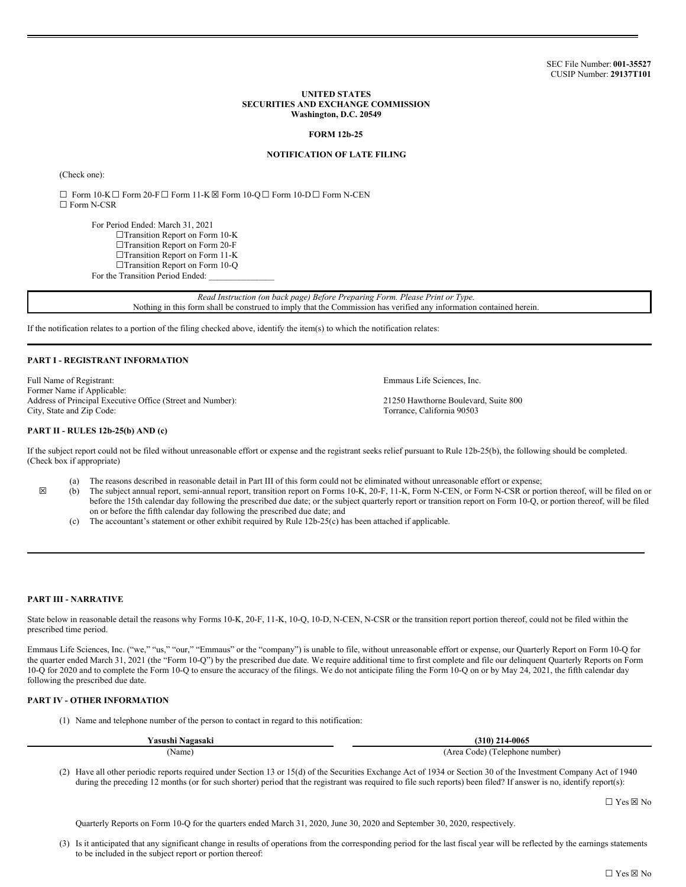SEC File Number: **001-35527**
CUSIP Number: **29137T101**

**UNITED STATES**
**SECURITIES AND EXCHANGE COMMISSION**
**Washington, D.C. 20549**

**FORM 12b-25**

**NOTIFICATION OF LATE FILING**

(Check one):

☐ Form 10-K ☐ Form 20-F ☐ Form 11-K ☒ Form 10-Q ☐ Form 10-D ☐ Form N-CEN
☐ Form N-CSR

For Period Ended: March 31, 2021
☐Transition Report on Form 10-K
☐Transition Report on Form 20-F
☐Transition Report on Form 11-K
☐Transition Report on Form 10-Q
For the Transition Period Ended: _______________

*Read Instruction (on back page) Before Preparing Form. Please Print or Type.*
Nothing in this form shall be construed to imply that the Commission has verified any information contained herein.

If the notification relates to a portion of the filing checked above, identify the item(s) to which the notification relates:

**PART I - REGISTRANT INFORMATION**

| | |
|---|---|
| Full Name of Registrant: | Emmaus Life Sciences, Inc. |
| Former Name if Applicable: | |
| Address of Principal Executive Office (Street and Number): | 21250 Hawthorne Boulevard, Suite 800 |
| City, State and Zip Code: | Torrance, California 90503 |

**PART II - RULES 12b-25(b) AND (c)**

If the subject report could not be filed without unreasonable effort or expense and the registrant seeks relief pursuant to Rule 12b-25(b), the following should be completed. (Check box if appropriate)

☒
(a) The reasons described in reasonable detail in Part III of this form could not be eliminated without unreasonable effort or expense;
(b) The subject annual report, semi-annual report, transition report on Forms 10-K, 20-F, 11-K, Form N-CEN, or Form N-CSR or portion thereof, will be filed on or before the 15th calendar day following the prescribed due date; or the subject quarterly report or transition report on Form 10-Q, or portion thereof, will be filed on or before the fifth calendar day following the prescribed due date; and
(c) The accountant's statement or other exhibit required by Rule 12b-25(c) has been attached if applicable.

**PART III - NARRATIVE**

State below in reasonable detail the reasons why Forms 10-K, 20-F, 11-K, 10-Q, 10-D, N-CEN, N-CSR or the transition report portion thereof, could not be filed within the prescribed time period.

Emmaus Life Sciences, Inc. ("we," "us," "our," "Emmaus" or the "company") is unable to file, without unreasonable effort or expense, our Quarterly Report on Form 10-Q for the quarter ended March 31, 2021 (the "Form 10-Q") by the prescribed due date. We require additional time to first complete and file our delinquent Quarterly Reports on Form 10-Q for 2020 and to complete the Form 10-Q to ensure the accuracy of the filings. We do not anticipate filing the Form 10-Q on or by May 24, 2021, the fifth calendar day following the prescribed due date.

**PART IV - OTHER INFORMATION**

(1) Name and telephone number of the person to contact in regard to this notification:

| **Yasushi Nagasaki** | **(310) 214-0065** |
|---|---|
| (Name) | (Area Code) (Telephone number) |

(2) Have all other periodic reports required under Section 13 or 15(d) of the Securities Exchange Act of 1934 or Section 30 of the Investment Company Act of 1940 during the preceding 12 months (or for such shorter) period that the registrant was required to file such reports) been filed? If answer is no, identify report(s):

☐ Yes ☒ No

Quarterly Reports on Form 10-Q for the quarters ended March 31, 2020, June 30, 2020 and September 30, 2020, respectively.

(3) Is it anticipated that any significant change in results of operations from the corresponding period for the last fiscal year will be reflected by the earnings statements to be included in the subject report or portion thereof:

☐ Yes ☒ No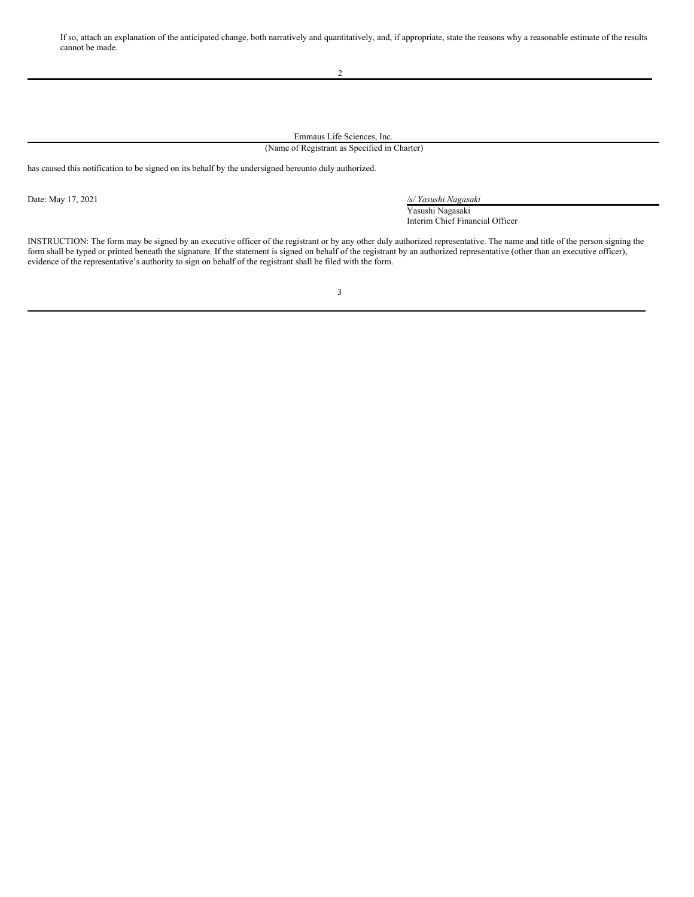If so, attach an explanation of the anticipated change, both narratively and quantitatively, and, if appropriate, state the reasons why a reasonable estimate of the results cannot be made.

Emmaus Life Sciences, Inc.

(Name of Registrant as Specified in Charter)

has caused this notification to be signed on its behalf by the undersigned hereunto duly authorized.

Date: May 17, 2021

*/s/ Yasushi Nagasaki*

Yasushi Nagasaki

Interim Chief Financial Officer

INSTRUCTION: The form may be signed by an executive officer of the registrant or by any other duly authorized representative. The name and title of the person signing the form shall be typed or printed beneath the signature. If the statement is signed on behalf of the registrant by an authorized representative (other than an executive officer), evidence of the representative's authority to sign on behalf of the registrant shall be filed with the form.